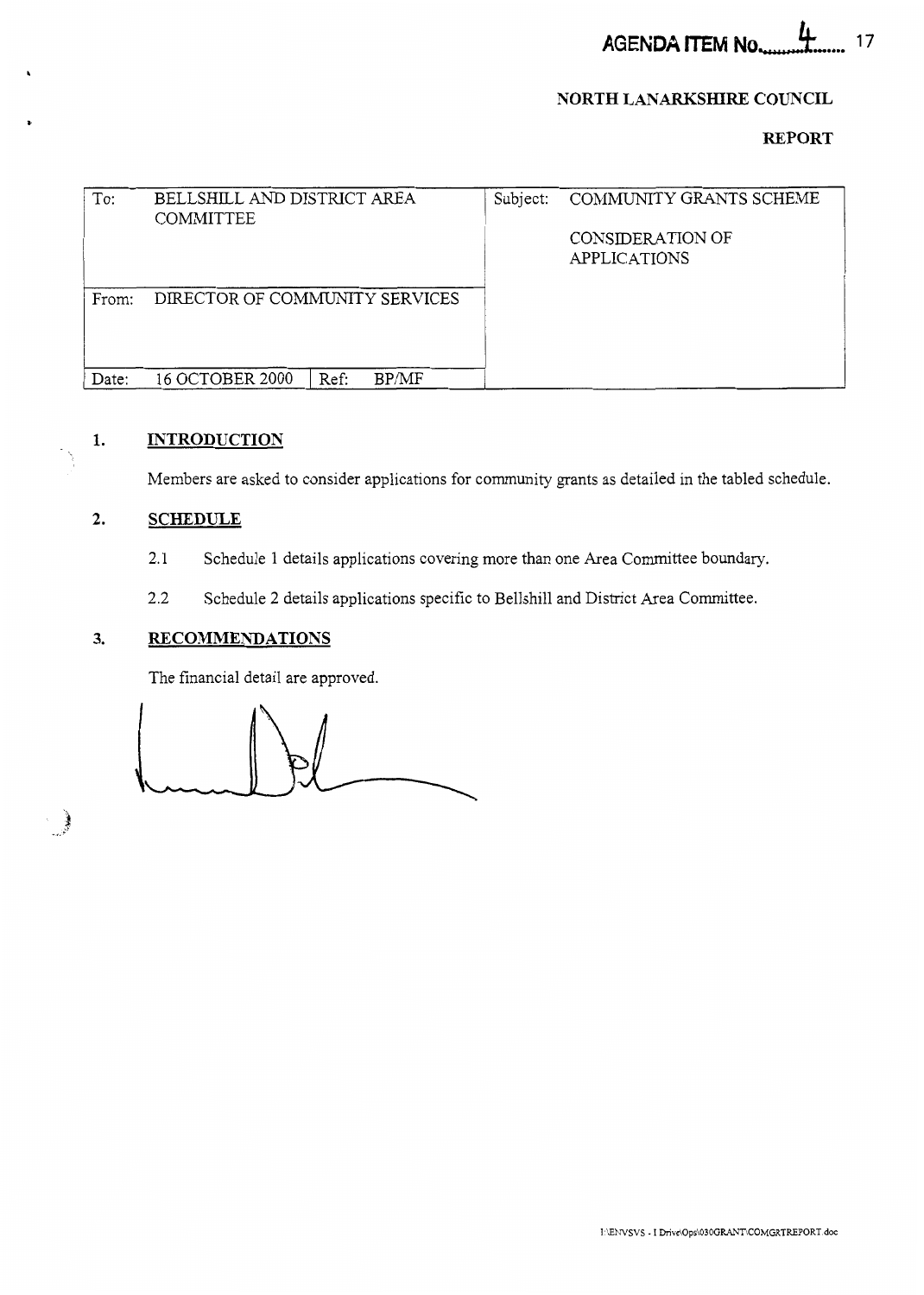**AGENDA ITEM No. 4**

**NORTH LANARKSHIRE COUNCIL**

**REPORT**

| To: | BELLSHILL AND DISTRICT AREA COMMITTEE | | | Subject: | COMMUNITY GRANTS SCHEME<br><br>CONSIDERATION OF APPLICATIONS |
|---|---|---|---|---|---|
| From: | DIRECTOR OF COMMUNITY SERVICES | | | | |
| Date: | 16 OCTOBER 2000 | Ref: | BP/MF | | |

## 1. INTRODUCTION

Members are asked to consider applications for community grants as detailed in the tabled schedule.

## 2. SCHEDULE

2.1 Schedule 1 details applications covering more than one Area Committee boundary.

2.2 Schedule 2 details applications specific to Bellshill and District Area Committee.

## 3. RECOMMENDATIONS

The financial detail are approved.

I:\ENVSVS - I Drive\Ops\030GRANT\COMGRTREPORT.doc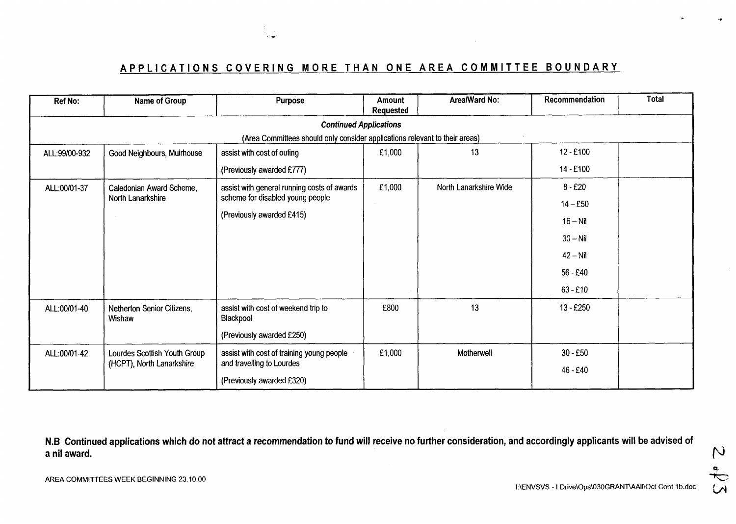## APPLICATIONS COVERING MORE THAN ONE AREA COMMITTEE BOUNDARY

| Ref No: | Name of Group | Purpose | Amount Requested | Area/Ward No: | Recommendation | Total |
|---|---|---|---|---|---|---|
| ***Continued Applications*** (Area Committees should only consider applications relevant to their areas) | | | | | | |
| ALL:99/00-932 | Good Neighbours, Muirhouse | assist with cost of outing<br>(Previously awarded £777) | £1,000 | 13 | 12 - £100<br>14 - £100 | |
| ALL:00/01-37 | Caledonian Award Scheme, North Lanarkshire | assist with general running costs of awards scheme for disabled young people<br>(Previously awarded £415) | £1,000 | North Lanarkshire Wide | 8 - £20<br>14 – £50<br>16 – Nil<br>30 – Nil<br>42 – Nil<br>56 - £40<br>63 - £10 | |
| ALL:00/01-40 | Netherton Senior Citizens, Wishaw | assist with cost of weekend trip to Blackpool<br>(Previously awarded £250) | £800 | 13 | 13 - £250 | |
| ALL:00/01-42 | Lourdes Scottish Youth Group (HCPT), North Lanarkshire | assist with cost of training young people and travelling to Lourdes<br>(Previously awarded £320) | £1,000 | Motherwell | 30 - £50<br>46 - £40 | |

**N.B Continued applications which do not attract a recommendation to fund will receive no further consideration, and accordingly applicants will be advised of a nil award.**

AREA COMMITTEES WEEK BEGINNING 23.10.00

I:\ENVSVS - I Drive\Ops\030GRANT\AAII\Oct Cont 1b.doc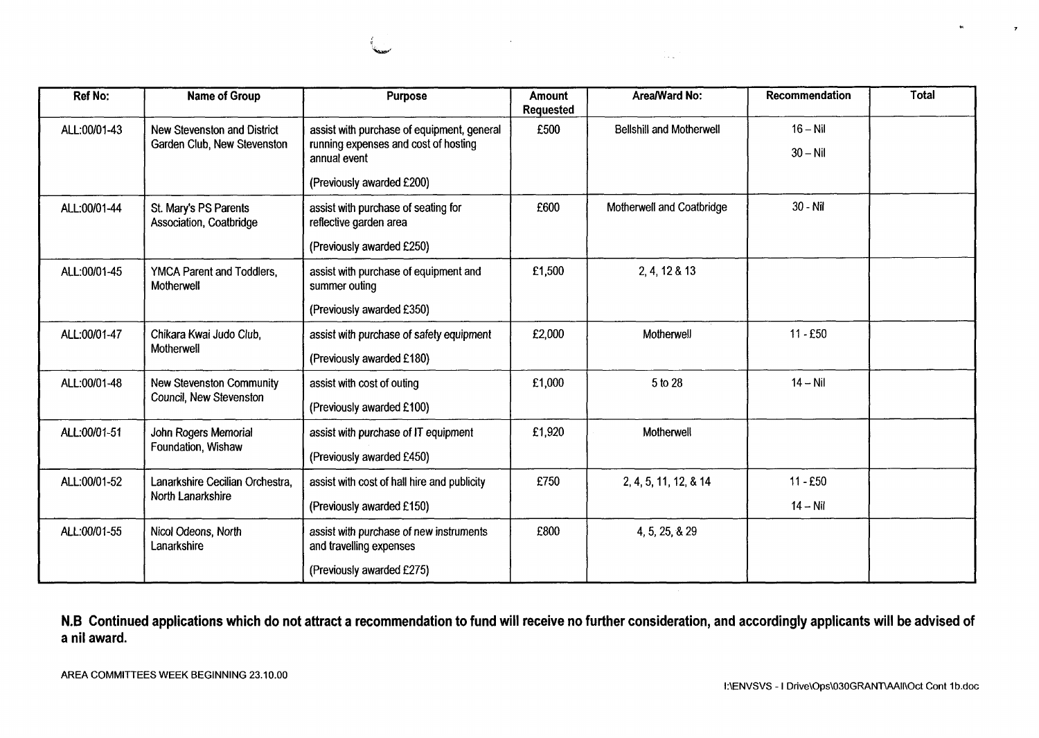| Ref No: | Name of Group | Purpose | Amount Requested | Area/Ward No: | Recommendation | Total |
| --- | --- | --- | --- | --- | --- | --- |
| ALL:00/01-43 | New Stevenston and District Garden Club, New Stevenston | assist with purchase of equipment, general running expenses and cost of hosting annual event<br><br>(Previously awarded £200) | £500 | Bellshill and Motherwell | 16 – Nil<br><br>30 – Nil | |
| ALL:00/01-44 | St. Mary's PS Parents Association, Coatbridge | assist with purchase of seating for reflective garden area<br><br>(Previously awarded £250) | £600 | Motherwell and Coatbridge | 30 - Nil | |
| ALL:00/01-45 | YMCA Parent and Toddlers, Motherwell | assist with purchase of equipment and summer outing<br><br>(Previously awarded £350) | £1,500 | 2, 4, 12 & 13 | | |
| ALL:00/01-47 | Chikara Kwai Judo Club, Motherwell | assist with purchase of safety equipment<br><br>(Previously awarded £180) | £2,000 | Motherwell | 11 - £50 | |
| ALL:00/01-48 | New Stevenston Community Council, New Stevenston | assist with cost of outing<br><br>(Previously awarded £100) | £1,000 | 5 to 28 | 14 – Nil | |
| ALL:00/01-51 | John Rogers Memorial Foundation, Wishaw | assist with purchase of IT equipment<br><br>(Previously awarded £450) | £1,920 | Motherwell | | |
| ALL:00/01-52 | Lanarkshire Cecilian Orchestra, North Lanarkshire | assist with cost of hall hire and publicity<br><br>(Previously awarded £150) | £750 | 2, 4, 5, 11, 12, & 14 | 11 - £50<br><br>14 – Nil | |
| ALL:00/01-55 | Nicol Odeons, North Lanarkshire | assist with purchase of new instruments and travelling expenses<br><br>(Previously awarded £275) | £800 | 4, 5, 25, & 29 | | |

**N.B Continued applications which do not attract a recommendation to fund will receive no further consideration, and accordingly applicants will be advised of a nil award.**

AREA COMMITTEES WEEK BEGINNING 23.10.00

I:\ENVSVS - I Drive\Ops\030GRANT\AAII\Oct Cont 1b.doc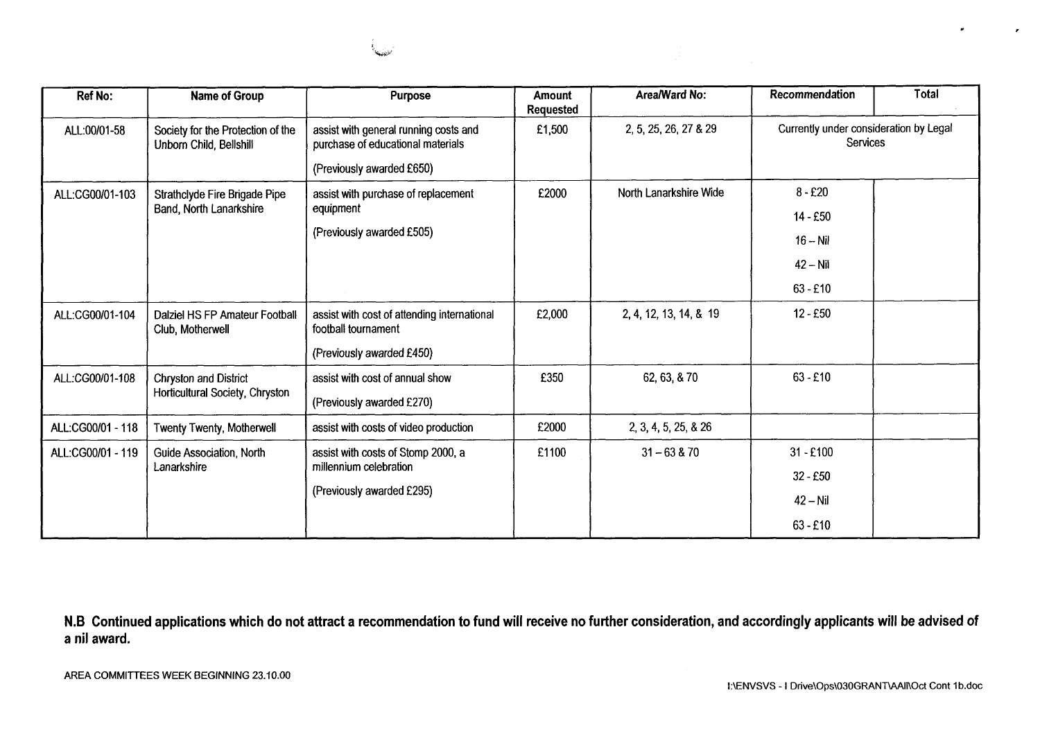| Ref No: | Name of Group | Purpose | Amount Requested | Area/Ward No: | Recommendation | Total |
|---|---|---|---|---|---|---|
| ALL:00/01-58 | Society for the Protection of the Unborn Child, Bellshill | assist with general running costs and purchase of educational materials<br><br>(Previously awarded £650) | £1,500 | 2, 5, 25, 26, 27 & 29 | Currently under consideration by Legal Services | |
| ALL:CG00/01-103 | Strathclyde Fire Brigade Pipe Band, North Lanarkshire | assist with purchase of replacement equipment<br><br>(Previously awarded £505) | £2000 | North Lanarkshire Wide | 8 - £20<br>14 - £50<br>16 – Nil<br>42 – Nil<br>63 - £10 | |
| ALL:CG00/01-104 | Dalziel HS FP Amateur Football Club, Motherwell | assist with cost of attending international football tournament<br><br>(Previously awarded £450) | £2,000 | 2, 4, 12, 13, 14, & 19 | 12 - £50 | |
| ALL:CG00/01-108 | Chryston and District Horticultural Society, Chryston | assist with cost of annual show<br><br>(Previously awarded £270) | £350 | 62, 63, & 70 | 63 - £10 | |
| ALL:CG00/01 - 118 | Twenty Twenty, Motherwell | assist with costs of video production | £2000 | 2, 3, 4, 5, 25, & 26 | | |
| ALL:CG00/01 - 119 | Guide Association, North Lanarkshire | assist with costs of Stomp 2000, a millennium celebration<br><br>(Previously awarded £295) | £1100 | 31 – 63 & 70 | 31 - £100<br>32 - £50<br>42 – Nil<br>63 - £10 | |

**N.B Continued applications which do not attract a recommendation to fund will receive no further consideration, and accordingly applicants will be advised of a nil award.**

AREA COMMITTEES WEEK BEGINNING 23.10.00

I:\ENVSVS - I Drive\Ops\030GRANT\AAll\Oct Cont 1b.doc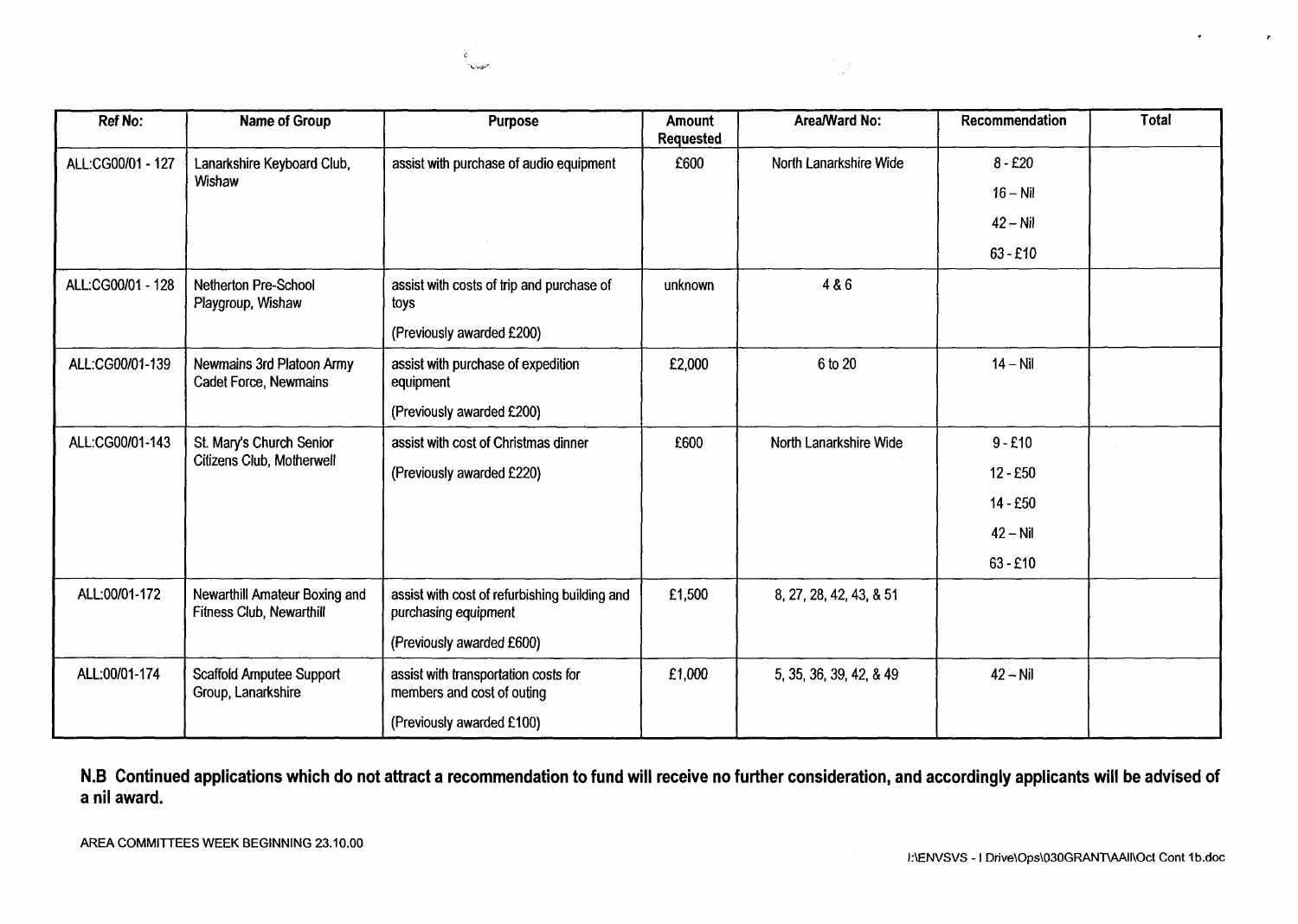| Ref No: | Name of Group | Purpose | Amount Requested | Area/Ward No: | Recommendation | Total |
|---|---|---|---|---|---|---|
| ALL:CG00/01 - 127 | Lanarkshire Keyboard Club, Wishaw | assist with purchase of audio equipment | £600 | North Lanarkshire Wide | 8 - £20<br>16 – Nil<br>42 – Nil<br>63 - £10 | |
| ALL:CG00/01 - 128 | Netherton Pre-School Playgroup, Wishaw | assist with costs of trip and purchase of toys<br>(Previously awarded £200) | unknown | 4 & 6 | | |
| ALL:CG00/01-139 | Newmains 3rd Platoon Army Cadet Force, Newmains | assist with purchase of expedition equipment<br>(Previously awarded £200) | £2,000 | 6 to 20 | 14 – Nil | |
| ALL:CG00/01-143 | St. Mary's Church Senior Citizens Club, Motherwell | assist with cost of Christmas dinner<br>(Previously awarded £220) | £600 | North Lanarkshire Wide | 9 - £10<br>12 - £50<br>14 - £50<br>42 – Nil<br>63 - £10 | |
| ALL:00/01-172 | Newarthill Amateur Boxing and Fitness Club, Newarthill | assist with cost of refurbishing building and purchasing equipment<br>(Previously awarded £600) | £1,500 | 8, 27, 28, 42, 43, & 51 | | |
| ALL:00/01-174 | Scaffold Amputee Support Group, Lanarkshire | assist with transportation costs for members and cost of outing<br>(Previously awarded £100) | £1,000 | 5, 35, 36, 39, 42, & 49 | 42 – Nil | |

**N.B Continued applications which do not attract a recommendation to fund will receive no further consideration, and accordingly applicants will be advised of a nil award.**

AREA COMMITTEES WEEK BEGINNING 23.10.00

I:\ENVSVS - I Drive\Ops\030GRANT\AAll\Oct Cont 1b.doc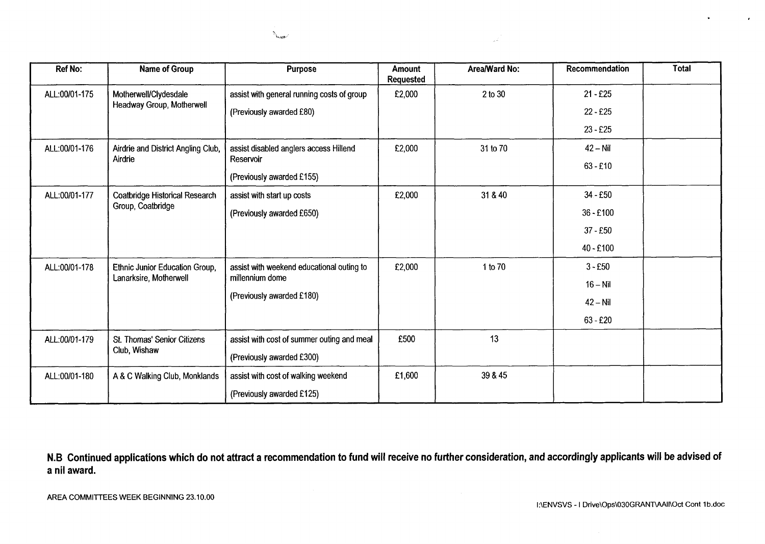| Ref No: | Name of Group | Purpose | Amount Requested | Area/Ward No: | Recommendation | Total |
|---|---|---|---|---|---|---|
| ALL:00/01-175 | Motherwell/Clydesdale Headway Group, Motherwell | assist with general running costs of group<br><br>(Previously awarded £80) | £2,000 | 2 to 30 | 21 - £25<br>22 - £25<br>23 - £25 | |
| ALL:00/01-176 | Airdrie and District Angling Club, Airdrie | assist disabled anglers access Hillend Reservoir<br><br>(Previously awarded £155) | £2,000 | 31 to 70 | 42 – Nil<br>63 - £10 | |
| ALL:00/01-177 | Coatbridge Historical Research Group, Coatbridge | assist with start up costs<br><br>(Previously awarded £650) | £2,000 | 31 & 40 | 34 - £50<br>36 - £100<br>37 - £50<br>40 - £100 | |
| ALL:00/01-178 | Ethnic Junior Education Group, Lanarksire, Motherwell | assist with weekend educational outing to millennium dome<br><br>(Previously awarded £180) | £2,000 | 1 to 70 | 3 - £50<br>16 – Nil<br>42 – Nil<br>63 - £20 | |
| ALL:00/01-179 | St. Thomas' Senior Citizens Club, Wishaw | assist with cost of summer outing and meal<br><br>(Previously awarded £300) | £500 | 13 | | |
| ALL:00/01-180 | A & C Walking Club, Monklands | assist with cost of walking weekend<br><br>(Previously awarded £125) | £1,600 | 39 & 45 | | |

**N.B Continued applications which do not attract a recommendation to fund will receive no further consideration, and accordingly applicants will be advised of a nil award.**

AREA COMMITTEES WEEK BEGINNING 23.10.00

I:\ENVSVS - I Drive\Ops\030GRANT\AAll\Oct Cont 1b.doc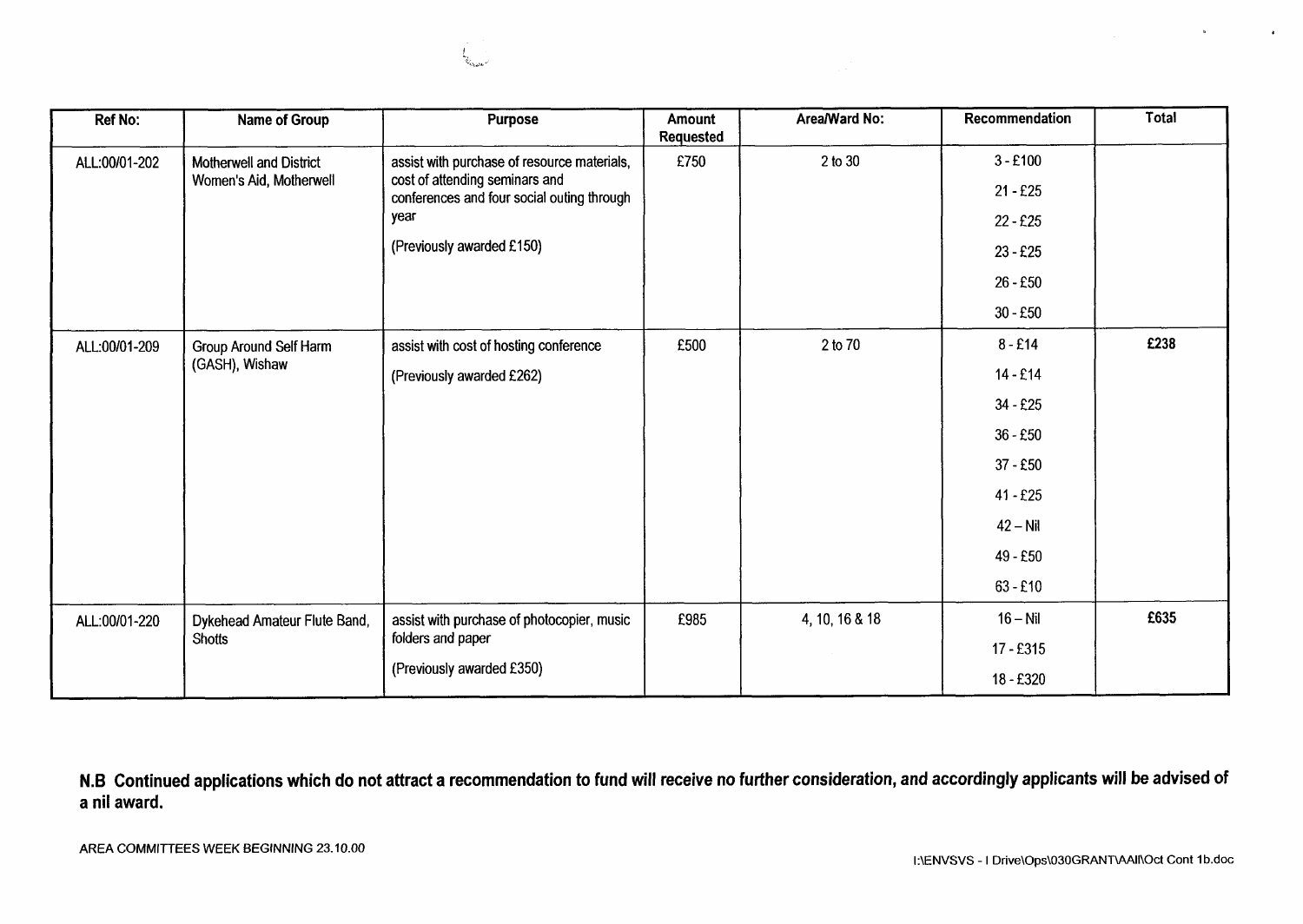| Ref No: | Name of Group | Purpose | Amount Requested | Area/Ward No: | Recommendation | Total |
|---|---|---|---|---|---|---|
| ALL:00/01-202 | Motherwell and District Women's Aid, Motherwell | assist with purchase of resource materials, cost of attending seminars and conferences and four social outing through year<br><br>(Previously awarded £150) | £750 | 2 to 30 | 3 - £100<br>21 - £25<br>22 - £25<br>23 - £25<br>26 - £50<br>30 - £50 | |
| ALL:00/01-209 | Group Around Self Harm (GASH), Wishaw | assist with cost of hosting conference<br><br>(Previously awarded £262) | £500 | 2 to 70 | 8 - £14<br>14 - £14<br>34 - £25<br>36 - £50<br>37 - £50<br>41 - £25<br>42 – Nil<br>49 - £50<br>63 - £10 | £238 |
| ALL:00/01-220 | Dykehead Amateur Flute Band, Shotts | assist with purchase of photocopier, music folders and paper<br><br>(Previously awarded £350) | £985 | 4, 10, 16 & 18 | 16 – Nil<br>17 - £315<br>18 - £320 | £635 |

**N.B Continued applications which do not attract a recommendation to fund will receive no further consideration, and accordingly applicants will be advised of a nil award.**

AREA COMMITTEES WEEK BEGINNING 23.10.00

I:\ENVSVS - I Drive\Ops\030GRANT\AAll\Oct Cont 1b.doc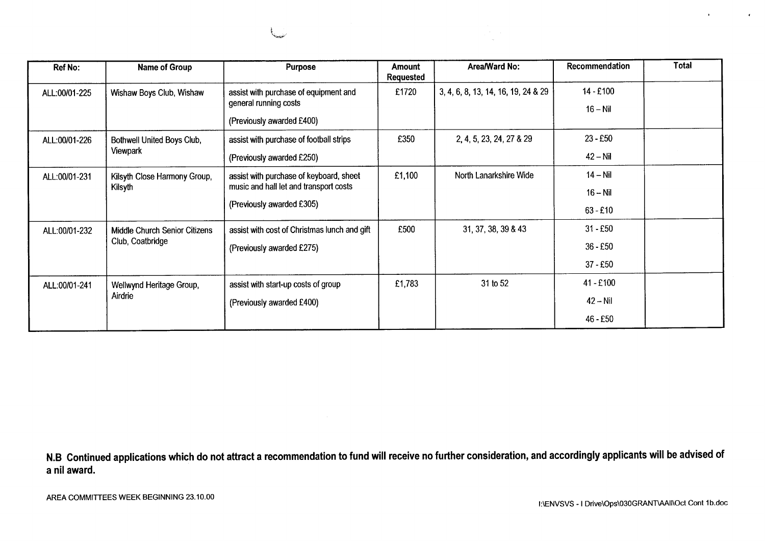| Ref No: | Name of Group | Purpose | Amount Requested | Area/Ward No: | Recommendation | Total |
|---|---|---|---|---|---|---|
| ALL:00/01-225 | Wishaw Boys Club, Wishaw | assist with purchase of equipment and general running costs<br><br>(Previously awarded £400) | £1720 | 3, 4, 6, 8, 13, 14, 16, 19, 24 & 29 | 14 - £100<br><br>16 – Nil | |
| ALL:00/01-226 | Bothwell United Boys Club, Viewpark | assist with purchase of football strips<br><br>(Previously awarded £250) | £350 | 2, 4, 5, 23, 24, 27 & 29 | 23 - £50<br><br>42 – Nil | |
| ALL:00/01-231 | Kilsyth Close Harmony Group, Kilsyth | assist with purchase of keyboard, sheet music and hall let and transport costs<br><br>(Previously awarded £305) | £1,100 | North Lanarkshire Wide | 14 – Nil<br><br>16 – Nil<br><br>63 - £10 | |
| ALL:00/01-232 | Middle Church Senior Citizens Club, Coatbridge | assist with cost of Christmas lunch and gift<br><br>(Previously awarded £275) | £500 | 31, 37, 38, 39 & 43 | 31 - £50<br><br>36 - £50<br><br>37 - £50 | |
| ALL:00/01-241 | Wellwynd Heritage Group, Airdrie | assist with start-up costs of group<br><br>(Previously awarded £400) | £1,783 | 31 to 52 | 41 - £100<br><br>42 – Nil<br><br>46 - £50 | |

**N.B Continued applications which do not attract a recommendation to fund will receive no further consideration, and accordingly applicants will be advised of a nil award.**

AREA COMMITTEES WEEK BEGINNING 23.10.00

I:\ENVSVS - I Drive\Ops\030GRANT\AAll\Oct Cont 1b.doc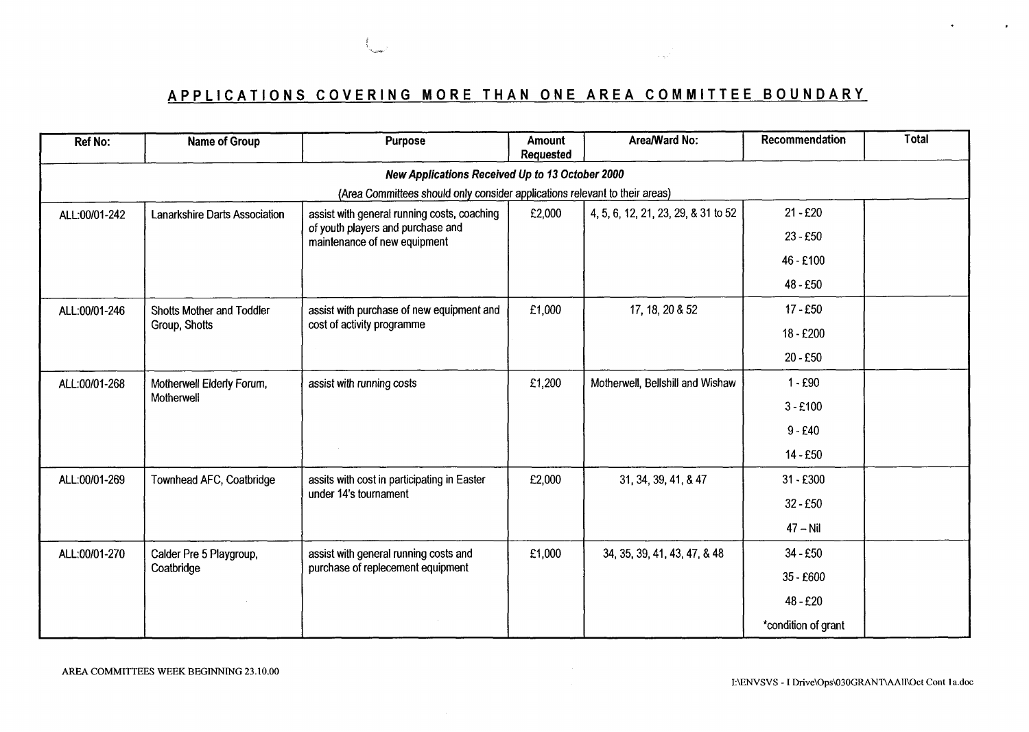## APPLICATIONS COVERING MORE THAN ONE AREA COMMITTEE BOUNDARY

| Ref No: | Name of Group | Purpose | Amount Requested | Area/Ward No: | Recommendation | Total |
|---|---|---|---|---|---|---|
| ***New Applications Received Up to 13 October 2000*** | | | | | | |
| (Area Committees should only consider applications relevant to their areas) | | | | | | |
| ALL:00/01-242 | Lanarkshire Darts Association | assist with general running costs, coaching of youth players and purchase and maintenance of new equipment | £2,000 | 4, 5, 6, 12, 21, 23, 29, & 31 to 52 | 21 - £20<br>23 - £50<br>46 - £100<br>48 - £50 | |
| ALL:00/01-246 | Shotts Mother and Toddler Group, Shotts | assist with purchase of new equipment and cost of activity programme | £1,000 | 17, 18, 20 & 52 | 17 - £50<br>18 - £200<br>20 - £50 | |
| ALL:00/01-268 | Motherwell Elderly Forum, Motherwell | assist with running costs | £1,200 | Motherwell, Bellshill and Wishaw | 1 - £90<br>3 - £100<br>9 - £40<br>14 - £50 | |
| ALL:00/01-269 | Townhead AFC, Coatbridge | assits with cost in participating in Easter under 14's tournament | £2,000 | 31, 34, 39, 41, & 47 | 31 - £300<br>32 - £50<br>47 – Nil | |
| ALL:00/01-270 | Calder Pre 5 Playgroup, Coatbridge | assist with general running costs and purchase of replecement equipment | £1,000 | 34, 35, 39, 41, 43, 47, & 48 | 34 - £50<br>35 - £600<br>48 - £20<br>*condition of grant | |

AREA COMMITTEES WEEK BEGINNING 23.10.00

I:\ENVSVS - I Drive\Ops\030GRANT\AAll\Oct Cont 1a.doc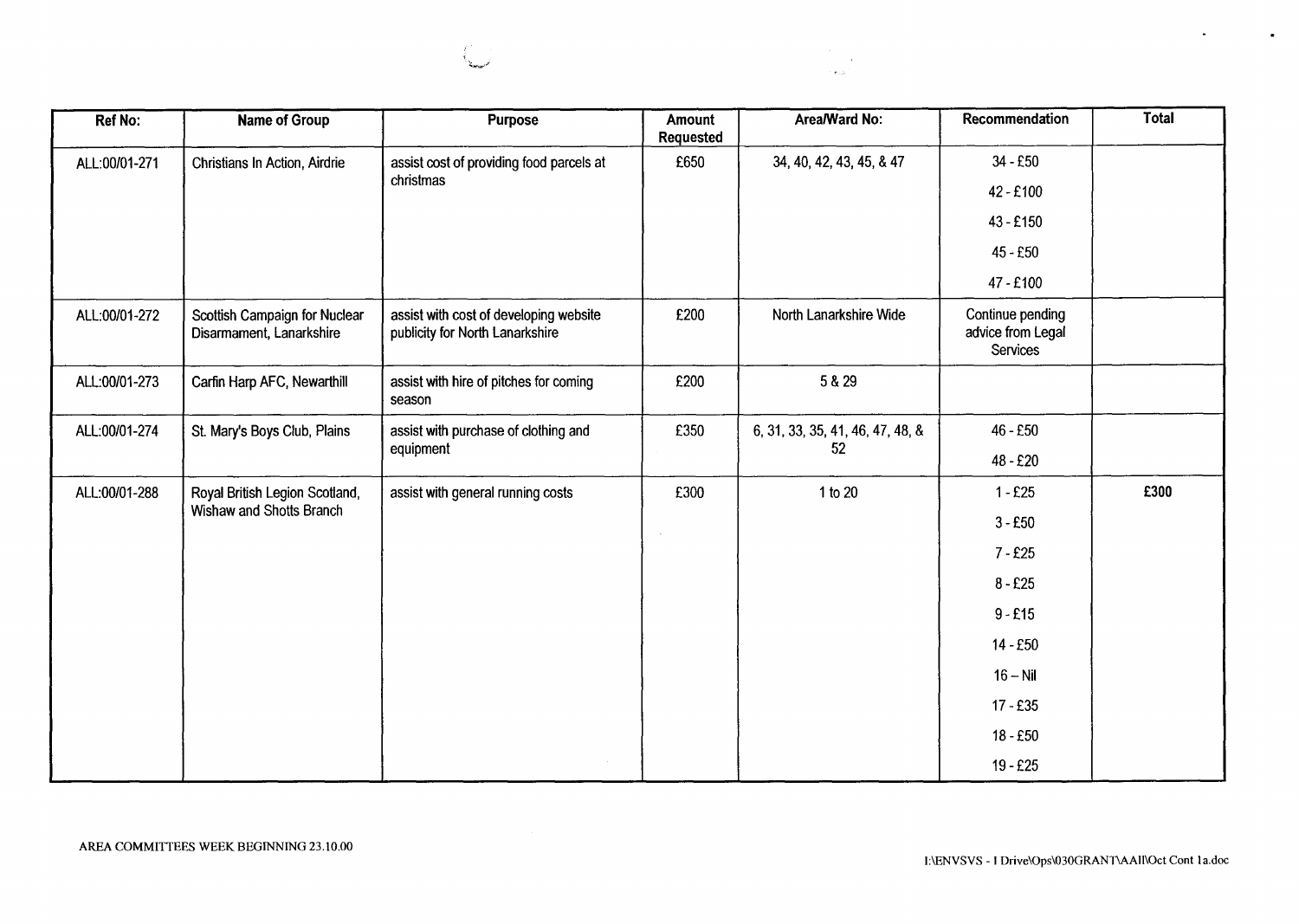| Ref No: | Name of Group | Purpose | Amount Requested | Area/Ward No: | Recommendation | Total |
|---|---|---|---|---|---|---|
| ALL:00/01-271 | Christians In Action, Airdrie | assist cost of providing food parcels at christmas | £650 | 34, 40, 42, 43, 45, & 47 | 34 - £50<br>42 - £100<br>43 - £150<br>45 - £50<br>47 - £100 | |
| ALL:00/01-272 | Scottish Campaign for Nuclear Disarmament, Lanarkshire | assist with cost of developing website publicity for North Lanarkshire | £200 | North Lanarkshire Wide | Continue pending advice from Legal Services | |
| ALL:00/01-273 | Carfin Harp AFC, Newarthill | assist with hire of pitches for coming season | £200 | 5 & 29 | | |
| ALL:00/01-274 | St. Mary's Boys Club, Plains | assist with purchase of clothing and equipment | £350 | 6, 31, 33, 35, 41, 46, 47, 48, & 52 | 46 - £50<br>48 - £20 | |
| ALL:00/01-288 | Royal British Legion Scotland, Wishaw and Shotts Branch | assist with general running costs | £300 | 1 to 20 | 1 - £25<br>3 - £50<br>7 - £25<br>8 - £25<br>9 - £15<br>14 - £50<br>16 – Nil<br>17 - £35<br>18 - £50<br>19 - £25 | £300 |

AREA COMMITTEES WEEK BEGINNING 23.10.00

I:\ENVSVS - I Drive\Ops\030GRANT\AAll\Oct Cont 1a.doc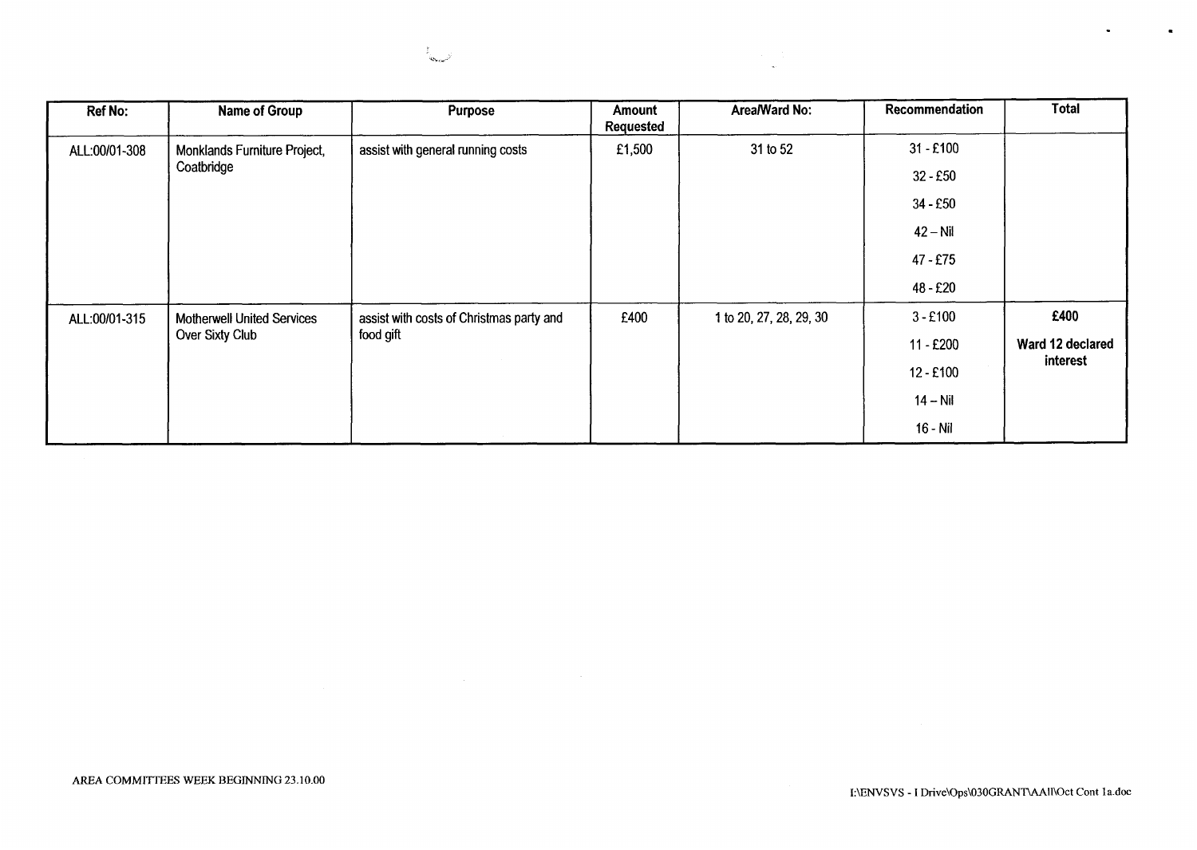| Ref No: | Name of Group | Purpose | Amount Requested | Area/Ward No: | Recommendation | Total |
|---|---|---|---|---|---|---|
| ALL:00/01-308 | Monklands Furniture Project, Coatbridge | assist with general running costs | £1,500 | 31 to 52 | 31 - £100<br>32 - £50<br>34 - £50<br>42 – Nil<br>47 - £75<br>48 - £20 | |
| ALL:00/01-315 | Motherwell United Services Over Sixty Club | assist with costs of Christmas party and food gift | £400 | 1 to 20, 27, 28, 29, 30 | 3 - £100<br>11 - £200<br>12 - £100<br>14 – Nil<br>16 - Nil | **£400**<br>**Ward 12 declared interest** |

AREA COMMITTEES WEEK BEGINNING 23.10.00

I:\ENVSVS - I Drive\Ops\030GRANT\AAII\Oct Cont 1a.doc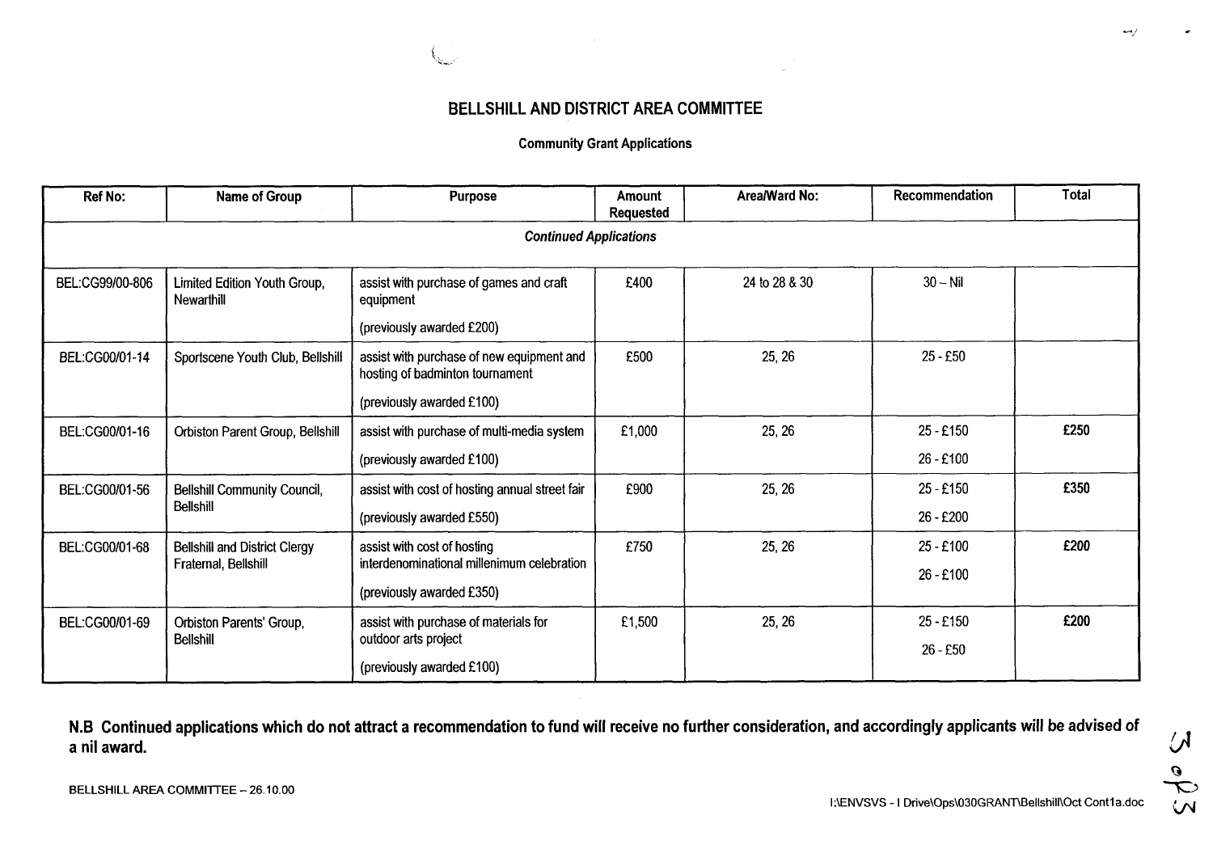# BELLSHILL AND DISTRICT AREA COMMITTEE

### Community Grant Applications

| Ref No: | Name of Group | Purpose | Amount Requested | Area/Ward No: | Recommendation | Total |
|---|---|---|---|---|---|---|
| ***Continued Applications*** | | | | | | |
| BEL:CG99/00-806 | Limited Edition Youth Group, Newarthill | assist with purchase of games and craft equipment<br>(previously awarded £200) | £400 | 24 to 28 & 30 | 30 – Nil | |
| BEL:CG00/01-14 | Sportscene Youth Club, Bellshill | assist with purchase of new equipment and hosting of badminton tournament<br>(previously awarded £100) | £500 | 25, 26 | 25 - £50 | |
| BEL:CG00/01-16 | Orbiston Parent Group, Bellshill | assist with purchase of multi-media system<br>(previously awarded £100) | £1,000 | 25, 26 | 25 - £150<br>26 - £100 | £250 |
| BEL:CG00/01-56 | Bellshill Community Council, Bellshill | assist with cost of hosting annual street fair<br>(previously awarded £550) | £900 | 25, 26 | 25 - £150<br>26 - £200 | £350 |
| BEL:CG00/01-68 | Bellshill and District Clergy Fraternal, Bellshill | assist with cost of hosting interdenominational millenimum celebration<br>(previously awarded £350) | £750 | 25, 26 | 25 - £100<br>26 - £100 | £200 |
| BEL:CG00/01-69 | Orbiston Parents' Group, Bellshill | assist with purchase of materials for outdoor arts project<br>(previously awarded £100) | £1,500 | 25, 26 | 25 - £150<br>26 - £50 | £200 |

**N.B Continued applications which do not attract a recommendation to fund will receive no further consideration, and accordingly applicants will be advised of a nil award.**

BELLSHILL AREA COMMITTEE – 26.10.00

I:\ENVSVS - I Drive\Ops\030GRANT\Bellshill\Oct Cont1a.doc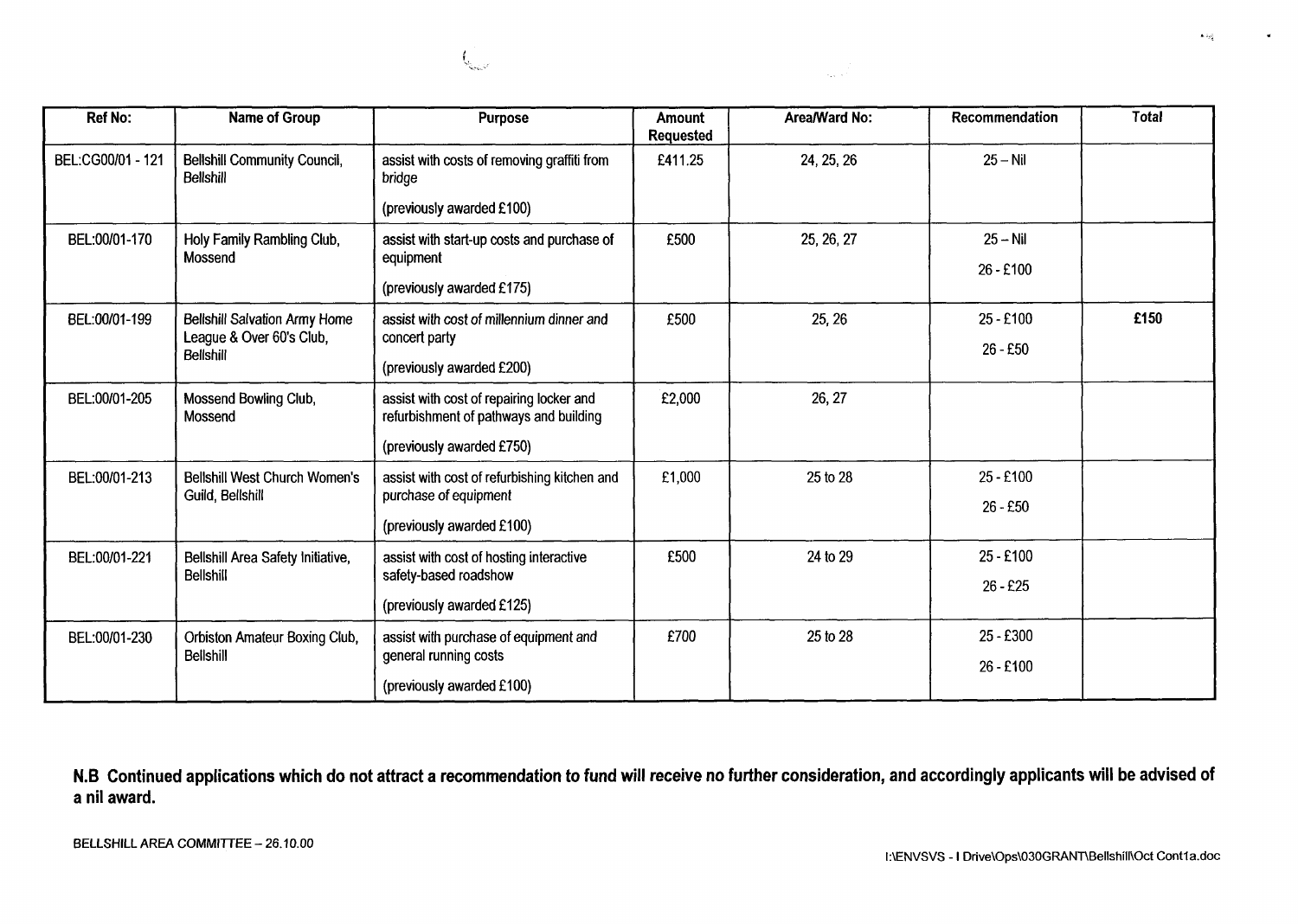| Ref No: | Name of Group | Purpose | Amount Requested | Area/Ward No: | Recommendation | Total |
|---|---|---|---|---|---|---|
| BEL:CG00/01 - 121 | Bellshill Community Council, Bellshill | assist with costs of removing graffiti from bridge<br><br>(previously awarded £100) | £411.25 | 24, 25, 26 | 25 – Nil | |
| BEL:00/01-170 | Holy Family Rambling Club, Mossend | assist with start-up costs and purchase of equipment<br><br>(previously awarded £175) | £500 | 25, 26, 27 | 25 – Nil<br><br>26 - £100 | |
| BEL:00/01-199 | Bellshill Salvation Army Home League & Over 60's Club, Bellshill | assist with cost of millennium dinner and concert party<br><br>(previously awarded £200) | £500 | 25, 26 | 25 - £100<br><br>26 - £50 | £150 |
| BEL:00/01-205 | Mossend Bowling Club, Mossend | assist with cost of repairing locker and refurbishment of pathways and building<br><br>(previously awarded £750) | £2,000 | 26, 27 | | |
| BEL:00/01-213 | Bellshill West Church Women's Guild, Bellshill | assist with cost of refurbishing kitchen and purchase of equipment<br><br>(previously awarded £100) | £1,000 | 25 to 28 | 25 - £100<br><br>26 - £50 | |
| BEL:00/01-221 | Bellshill Area Safety Initiative, Bellshill | assist with cost of hosting interactive safety-based roadshow<br><br>(previously awarded £125) | £500 | 24 to 29 | 25 - £100<br><br>26 - £25 | |
| BEL:00/01-230 | Orbiston Amateur Boxing Club, Bellshill | assist with purchase of equipment and general running costs<br><br>(previously awarded £100) | £700 | 25 to 28 | 25 - £300<br><br>26 - £100 | |

**N.B Continued applications which do not attract a recommendation to fund will receive no further consideration, and accordingly applicants will be advised of a nil award.**

BELLSHILL AREA COMMITTEE – 26.10.00

I:\ENVSVS - I Drive\Ops\030GRANT\Bellshill\Oct Cont1a.doc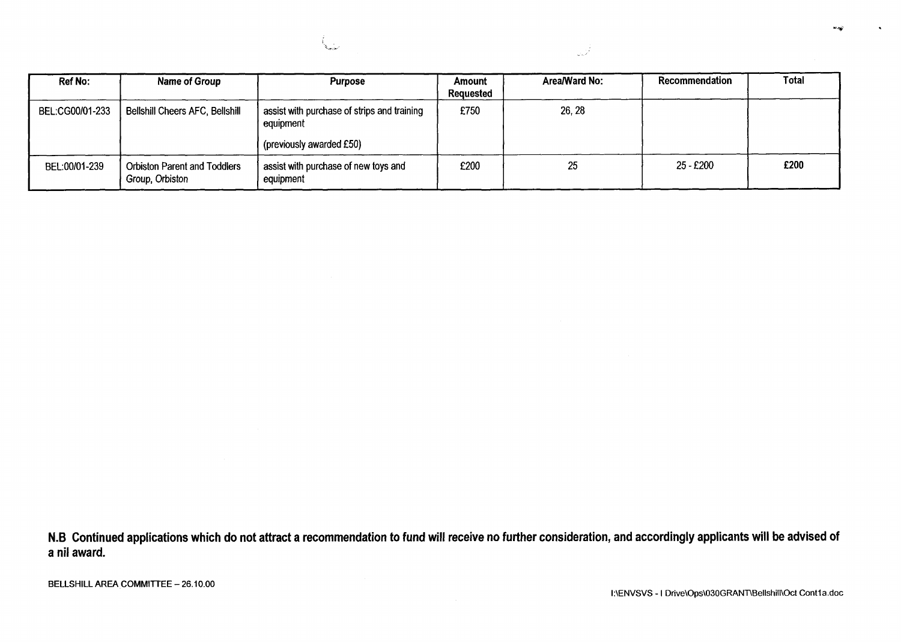| Ref No: | Name of Group | Purpose | Amount Requested | Area/Ward No: | Recommendation | Total |
|---|---|---|---|---|---|---|
| BEL:CG00/01-233 | Bellshill Cheers AFC, Bellshill | assist with purchase of strips and training equipment<br><br>(previously awarded £50) | £750 | 26, 28 | | |
| BEL:00/01-239 | Orbiston Parent and Toddlers Group, Orbiston | assist with purchase of new toys and equipment | £200 | 25 | 25 - £200 | **£200** |

**N.B Continued applications which do not attract a recommendation to fund will receive no further consideration, and accordingly applicants will be advised of a nil award.**

BELLSHILL AREA COMMITTEE – 26.10.00

I:\ENVSVS - I Drive\Ops\030GRANT\Bellshill\Oct Cont1a.doc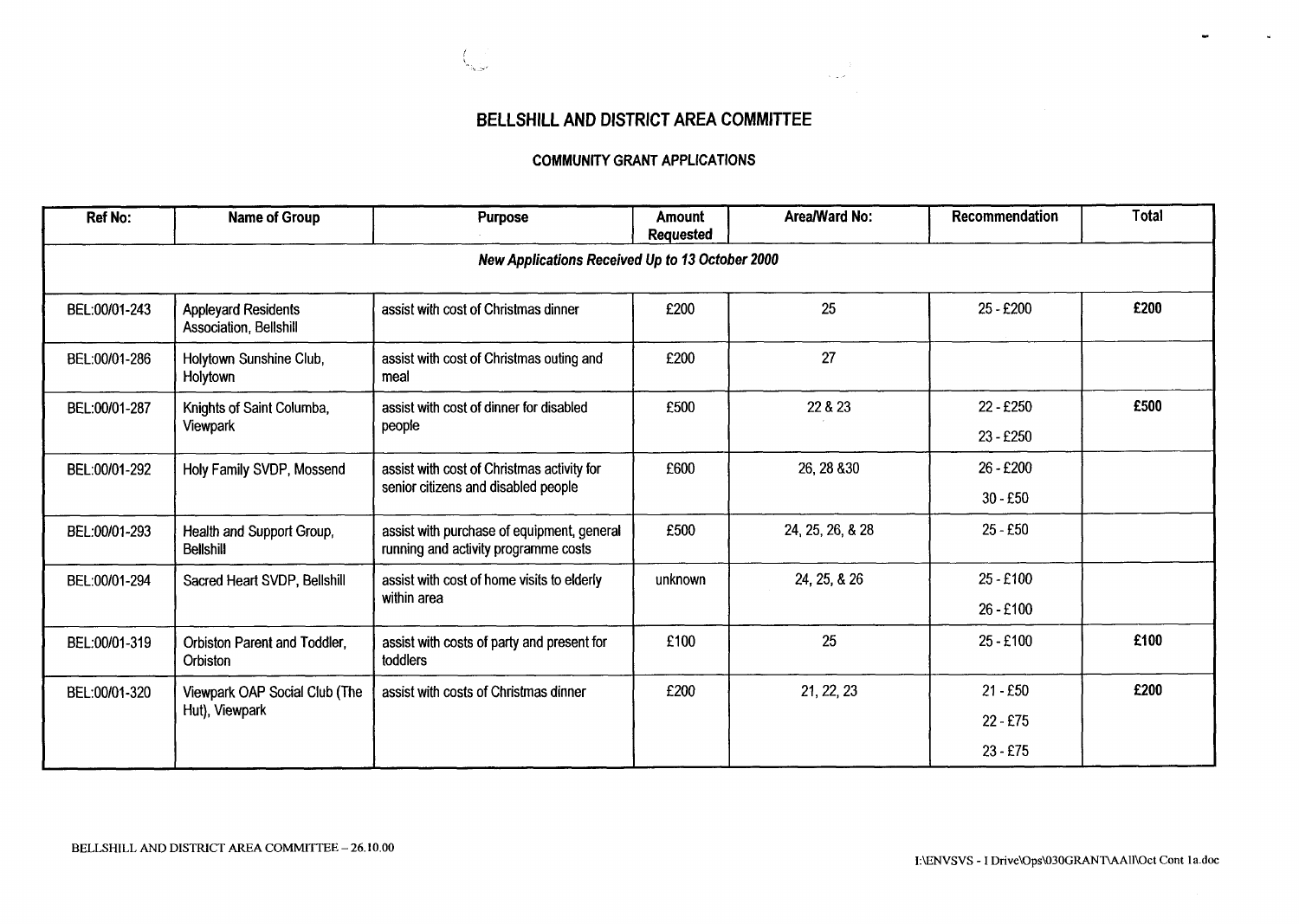# BELLSHILL AND DISTRICT AREA COMMITTEE

## COMMUNITY GRANT APPLICATIONS

| Ref No: | Name of Group | Purpose | Amount Requested | Area/Ward No: | Recommendation | Total |
|---|---|---|---|---|---|---|
| ***New Applications Received Up to 13 October 2000*** | | | | | | |
| BEL:00/01-243 | Appleyard Residents Association, Bellshill | assist with cost of Christmas dinner | £200 | 25 | 25 - £200 | **£200** |
| BEL:00/01-286 | Holytown Sunshine Club, Holytown | assist with cost of Christmas outing and meal | £200 | 27 | | |
| BEL:00/01-287 | Knights of Saint Columba, Viewpark | assist with cost of dinner for disabled people | £500 | 22 & 23 | 22 - £250<br>23 - £250 | **£500** |
| BEL:00/01-292 | Holy Family SVDP, Mossend | assist with cost of Christmas activity for senior citizens and disabled people | £600 | 26, 28 &30 | 26 - £200<br>30 - £50 | |
| BEL:00/01-293 | Health and Support Group, Bellshill | assist with purchase of equipment, general running and activity programme costs | £500 | 24, 25, 26, & 28 | 25 - £50 | |
| BEL:00/01-294 | Sacred Heart SVDP, Bellshill | assist with cost of home visits to elderly within area | unknown | 24, 25, & 26 | 25 - £100<br>26 - £100 | |
| BEL:00/01-319 | Orbiston Parent and Toddler, Orbiston | assist with costs of party and present for toddlers | £100 | 25 | 25 - £100 | **£100** |
| BEL:00/01-320 | Viewpark OAP Social Club (The Hut), Viewpark | assist with costs of Christmas dinner | £200 | 21, 22, 23 | 21 - £50<br>22 - £75<br>23 - £75 | **£200** |

BELLSHILL AND DISTRICT AREA COMMITTEE – 26.10.00

I:\ENVSVS - I Drive\Ops\030GRANT\AAII\Oct Cont 1a.doc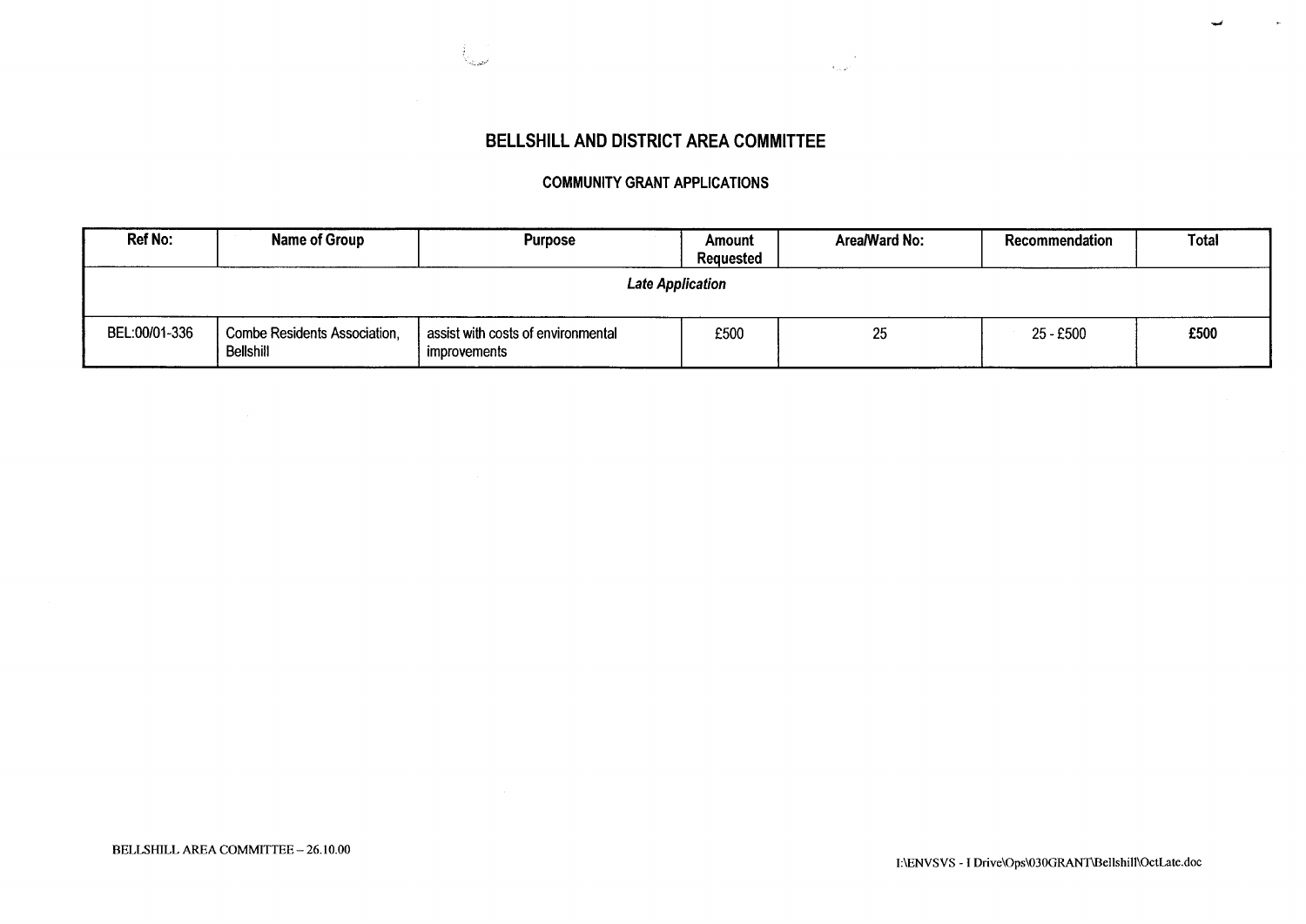# BELLSHILL AND DISTRICT AREA COMMITTEE

## COMMUNITY GRANT APPLICATIONS

| Ref No: | Name of Group | Purpose | Amount Requested | Area/Ward No: | Recommendation | Total |
|---|---|---|---|---|---|---|
| | | | ***Late Application*** | | | |
| BEL:00/01-336 | Combe Residents Association, Bellshill | assist with costs of environmental improvements | £500 | 25 | 25 - £500 | **£500** |

BELLSHILL AREA COMMITTEE – 26.10.00

I:\ENVSVS - I Drive\Ops\030GRANT\Bellshill\OctLate.doc